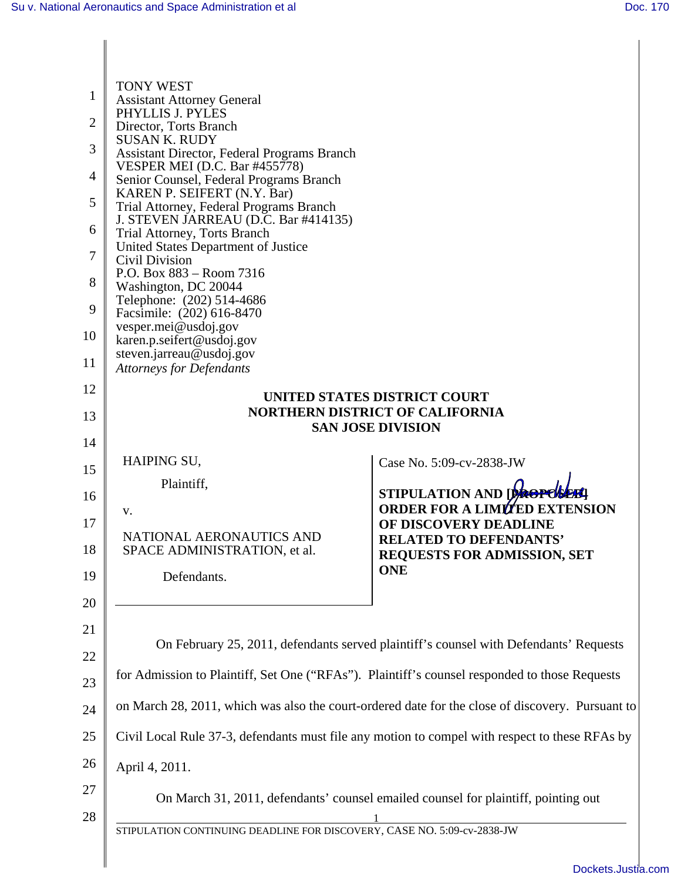TONY WEST
Assistant Attorney General
PHYLLIS J. PYLES
Director, Torts Branch
SUSAN K. RUDY
Assistant Director, Federal Programs Branch
VESPER MEI (D.C. Bar #455778)
Senior Counsel, Federal Programs Branch
KAREN P. SEIFERT (N.Y. Bar)
Trial Attorney, Federal Programs Branch
J. STEVEN JARREAU (D.C. Bar #414135)
Trial Attorney, Torts Branch
United States Department of Justice
Civil Division
P.O. Box 883 – Room 7316
Washington, DC 20044
Telephone: (202) 514-4686
Facsimile: (202) 616-8470
vesper.mei@usdoj.gov
karen.p.seifert@usdoj.gov
steven.jarreau@usdoj.gov
*Attorneys for Defendants*

**UNITED STATES DISTRICT COURT**
**NORTHERN DISTRICT OF CALIFORNIA**
**SAN JOSE DIVISION**

HAIPING SU,

Plaintiff,

v.

NATIONAL AERONAUTICS AND SPACE ADMINISTRATION, et al.

Defendants.

Case No. 5:09-cv-2838-JW

**STIPULATION AND [PROPOSED] ORDER FOR A LIMITED EXTENSION OF DISCOVERY DEADLINE RELATED TO DEFENDANTS' REQUESTS FOR ADMISSION, SET ONE**

On February 25, 2011, defendants served plaintiff's counsel with Defendants' Requests for Admission to Plaintiff, Set One ("RFAs"). Plaintiff's counsel responded to those Requests on March 28, 2011, which was also the court-ordered date for the close of discovery. Pursuant to Civil Local Rule 37-3, defendants must file any motion to compel with respect to these RFAs by April 4, 2011.

On March 31, 2011, defendants' counsel emailed counsel for plaintiff, pointing out

STIPULATION CONTINUING DEADLINE FOR DISCOVERY, CASE NO. 5:09-cv-2838-JW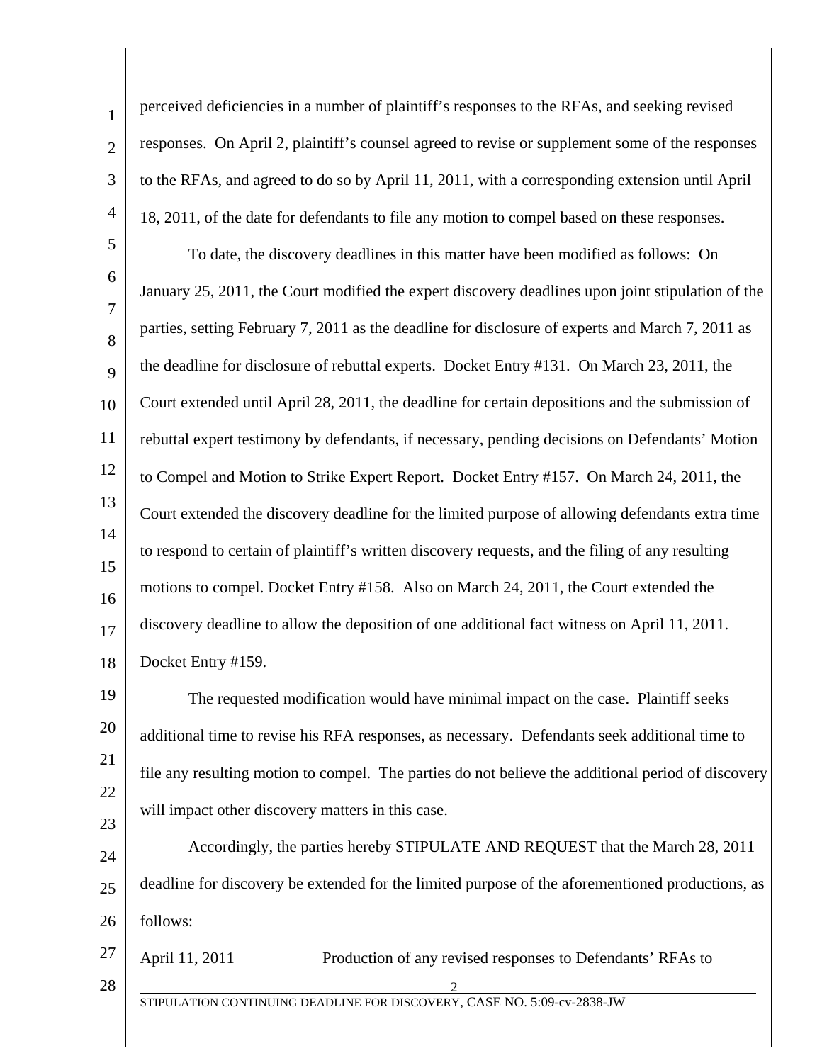perceived deficiencies in a number of plaintiff's responses to the RFAs, and seeking revised responses. On April 2, plaintiff's counsel agreed to revise or supplement some of the responses to the RFAs, and agreed to do so by April 11, 2011, with a corresponding extension until April 18, 2011, of the date for defendants to file any motion to compel based on these responses.

To date, the discovery deadlines in this matter have been modified as follows: On January 25, 2011, the Court modified the expert discovery deadlines upon joint stipulation of the parties, setting February 7, 2011 as the deadline for disclosure of experts and March 7, 2011 as the deadline for disclosure of rebuttal experts. Docket Entry #131. On March 23, 2011, the Court extended until April 28, 2011, the deadline for certain depositions and the submission of rebuttal expert testimony by defendants, if necessary, pending decisions on Defendants' Motion to Compel and Motion to Strike Expert Report. Docket Entry #157. On March 24, 2011, the Court extended the discovery deadline for the limited purpose of allowing defendants extra time to respond to certain of plaintiff's written discovery requests, and the filing of any resulting motions to compel. Docket Entry #158. Also on March 24, 2011, the Court extended the discovery deadline to allow the deposition of one additional fact witness on April 11, 2011. Docket Entry #159.

The requested modification would have minimal impact on the case. Plaintiff seeks additional time to revise his RFA responses, as necessary. Defendants seek additional time to file any resulting motion to compel. The parties do not believe the additional period of discovery will impact other discovery matters in this case.

Accordingly, the parties hereby STIPULATE AND REQUEST that the March 28, 2011 deadline for discovery be extended for the limited purpose of the aforementioned productions, as follows:

April 11, 2011 Production of any revised responses to Defendants' RFAs to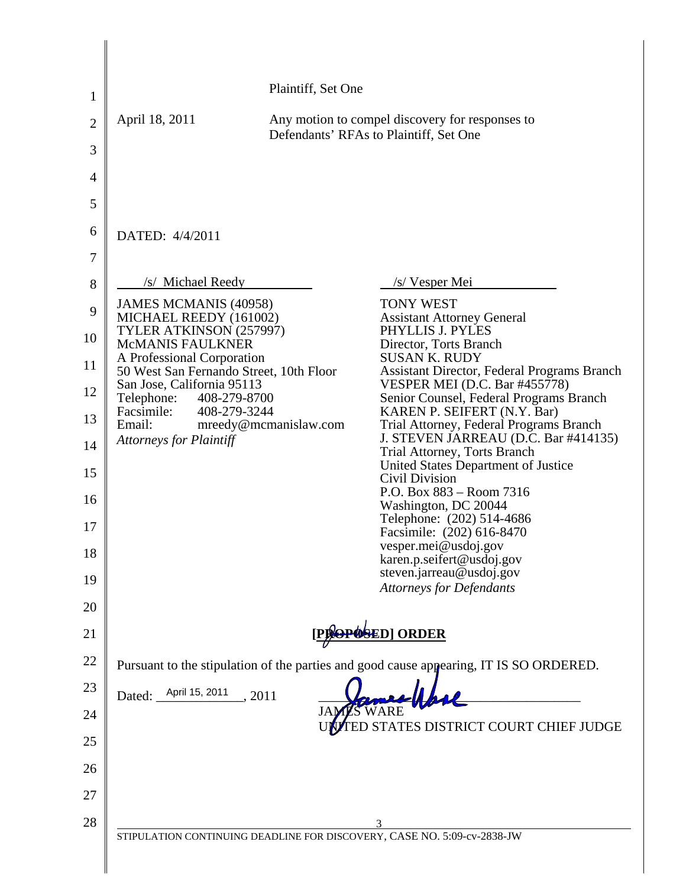| | |
|---|---|
| | Plaintiff, Set One |
| April 18, 2011 | Any motion to compel discovery for responses to Defendants' RFAs to Plaintiff, Set One |

DATED: 4/4/2011

/s/ Michael Reedy

JAMES MCMANIS (40958)
MICHAEL REEDY (161002)
TYLER ATKINSON (257997)
McMANIS FAULKNER
A Professional Corporation
50 West San Fernando Street, 10th Floor
San Jose, California 95113
Telephone: 408-279-8700
Facsimile: 408-279-3244
Email: mreedy@mcmanislaw.com
*Attorneys for Plaintiff*

/s/ Vesper Mei

TONY WEST
Assistant Attorney General
PHYLLIS J. PYLES
Director, Torts Branch
SUSAN K. RUDY
Assistant Director, Federal Programs Branch
VESPER MEI (D.C. Bar #455778)
Senior Counsel, Federal Programs Branch
KAREN P. SEIFERT (N.Y. Bar)
Trial Attorney, Federal Programs Branch
J. STEVEN JARREAU (D.C. Bar #414135)
Trial Attorney, Torts Branch
United States Department of Justice
Civil Division
P.O. Box 883 – Room 7316
Washington, DC 20044
Telephone: (202) 514-4686
Facsimile: (202) 616-8470
vesper.mei@usdoj.gov
karen.p.seifert@usdoj.gov
steven.jarreau@usdoj.gov
*Attorneys for Defendants*

**[~~PROPOSED~~] ORDER**

Pursuant to the stipulation of the parties and good cause appearing, IT IS SO ORDERED.

Dated: April 15, 2011, 2011

JAMES WARE
UNITED STATES DISTRICT COURT CHIEF JUDGE

STIPULATION CONTINUING DEADLINE FOR DISCOVERY, CASE NO. 5:09-cv-2838-JW